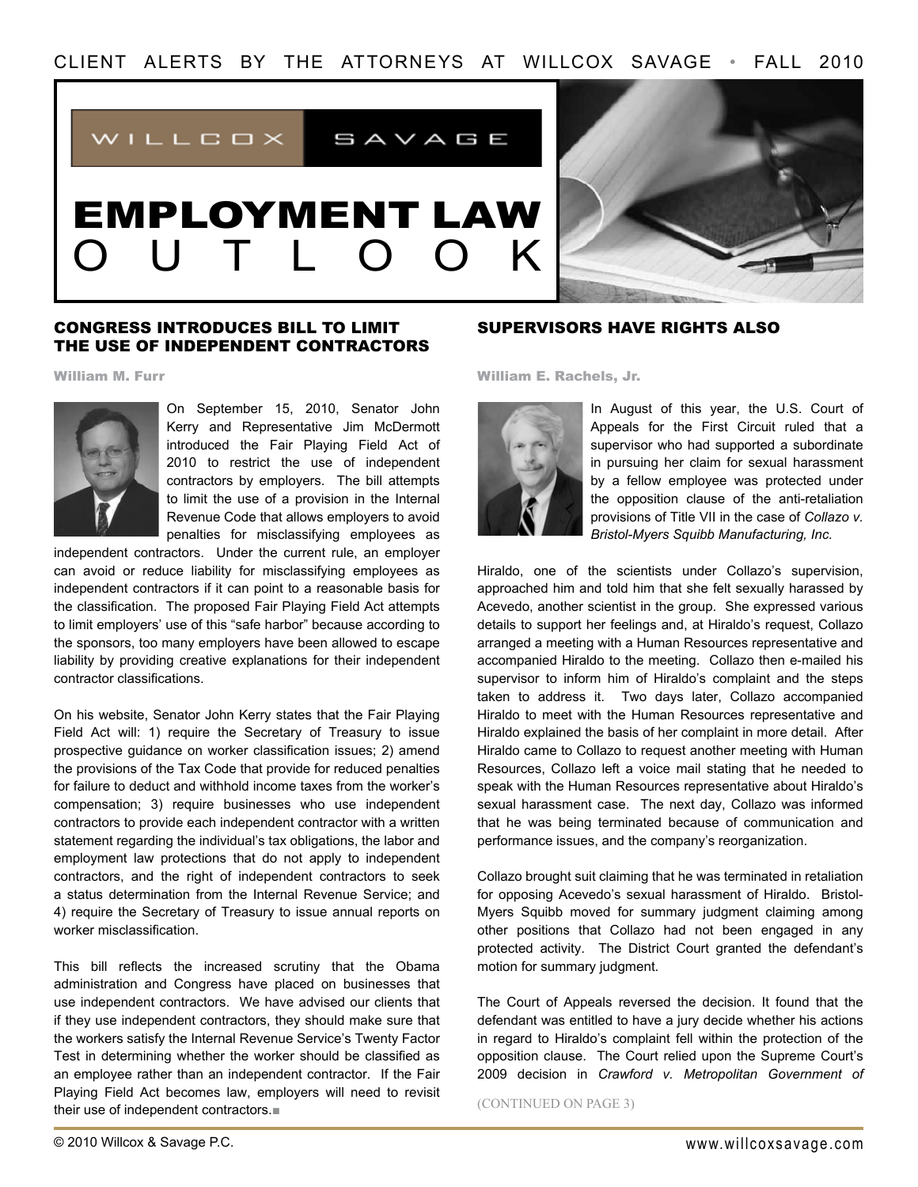CLIENT ALERTS BY THE ATTORNEYS AT WILLCOX SAVAGE • FALL 2010

WILLCOX SAVAGE

# EMPLOYMENT LAW OUTLOOK

## CONGRESS INTRODUCES BILL TO LIMIT THE USE OF INDEPENDENT CONTRACTORS

William M. Furr

On September 15, 2010, Senator John Kerry and Representative Jim McDermott introduced the Fair Playing Field Act of 2010 to restrict the use of independent contractors by employers. The bill attempts to limit the use of a provision in the Internal Revenue Code that allows employers to avoid penalties for misclassifying employees as independent contractors. Under the current rule, an employer can avoid or reduce liability for misclassifying employees as independent contractors if it can point to a reasonable basis for the classification. The proposed Fair Playing Field Act attempts to limit employers' use of this "safe harbor" because according to the sponsors, too many employers have been allowed to escape liability by providing creative explanations for their independent contractor classifications.

On his website, Senator John Kerry states that the Fair Playing Field Act will: 1) require the Secretary of Treasury to issue prospective guidance on worker classification issues; 2) amend the provisions of the Tax Code that provide for reduced penalties for failure to deduct and withhold income taxes from the worker's compensation; 3) require businesses who use independent contractors to provide each independent contractor with a written statement regarding the individual's tax obligations, the labor and employment law protections that do not apply to independent contractors, and the right of independent contractors to seek a status determination from the Internal Revenue Service; and 4) require the Secretary of Treasury to issue annual reports on worker misclassification.

This bill reflects the increased scrutiny that the Obama administration and Congress have placed on businesses that use independent contractors. We have advised our clients that if they use independent contractors, they should make sure that the workers satisfy the Internal Revenue Service's Twenty Factor Test in determining whether the worker should be classified as an employee rather than an independent contractor. If the Fair Playing Field Act becomes law, employers will need to revisit their use of independent contractors.■

## SUPERVISORS HAVE RIGHTS ALSO

William E. Rachels, Jr.

In August of this year, the U.S. Court of Appeals for the First Circuit ruled that a supervisor who had supported a subordinate in pursuing her claim for sexual harassment by a fellow employee was protected under the opposition clause of the anti-retaliation provisions of Title VII in the case of *Collazo v. Bristol-Myers Squibb Manufacturing, Inc.*

Hiraldo, one of the scientists under Collazo's supervision, approached him and told him that she felt sexually harassed by Acevedo, another scientist in the group. She expressed various details to support her feelings and, at Hiraldo's request, Collazo arranged a meeting with a Human Resources representative and accompanied Hiraldo to the meeting. Collazo then e-mailed his supervisor to inform him of Hiraldo's complaint and the steps taken to address it. Two days later, Collazo accompanied Hiraldo to meet with the Human Resources representative and Hiraldo explained the basis of her complaint in more detail. After Hiraldo came to Collazo to request another meeting with Human Resources, Collazo left a voice mail stating that he needed to speak with the Human Resources representative about Hiraldo's sexual harassment case. The next day, Collazo was informed that he was being terminated because of communication and performance issues, and the company's reorganization.

Collazo brought suit claiming that he was terminated in retaliation for opposing Acevedo's sexual harassment of Hiraldo. Bristol-Myers Squibb moved for summary judgment claiming among other positions that Collazo had not been engaged in any protected activity. The District Court granted the defendant's motion for summary judgment.

The Court of Appeals reversed the decision. It found that the defendant was entitled to have a jury decide whether his actions in regard to Hiraldo's complaint fell within the protection of the opposition clause. The Court relied upon the Supreme Court's 2009 decision in *Crawford v. Metropolitan Government of*

(CONTINUED ON PAGE 3)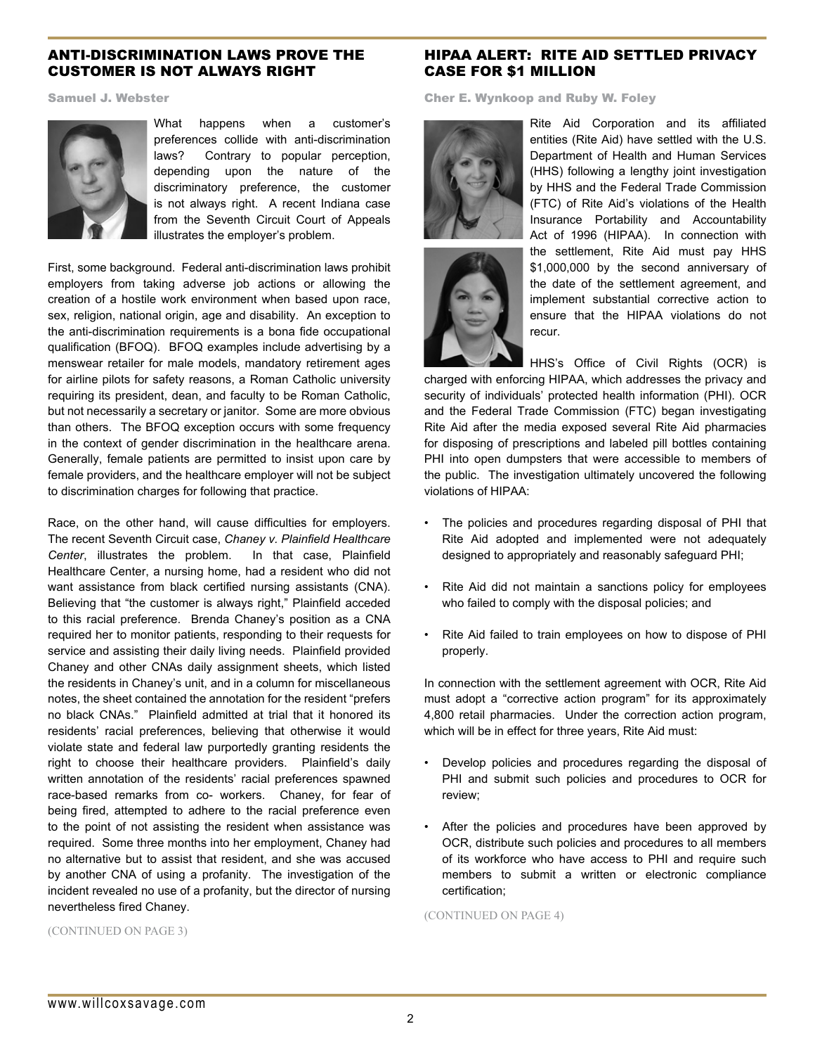## ANTI-DISCRIMINATION LAWS PROVE THE CUSTOMER IS NOT ALWAYS RIGHT

**Samuel J. Webster**

What happens when a customer's preferences collide with anti-discrimination laws? Contrary to popular perception, depending upon the nature of the discriminatory preference, the customer is not always right. A recent Indiana case from the Seventh Circuit Court of Appeals illustrates the employer's problem.

First, some background. Federal anti-discrimination laws prohibit employers from taking adverse job actions or allowing the creation of a hostile work environment when based upon race, sex, religion, national origin, age and disability. An exception to the anti-discrimination requirements is a bona fide occupational qualification (BFOQ). BFOQ examples include advertising by a menswear retailer for male models, mandatory retirement ages for airline pilots for safety reasons, a Roman Catholic university requiring its president, dean, and faculty to be Roman Catholic, but not necessarily a secretary or janitor. Some are more obvious than others. The BFOQ exception occurs with some frequency in the context of gender discrimination in the healthcare arena. Generally, female patients are permitted to insist upon care by female providers, and the healthcare employer will not be subject to discrimination charges for following that practice.

Race, on the other hand, will cause difficulties for employers. The recent Seventh Circuit case, *Chaney v. Plainfield Healthcare Center*, illustrates the problem. In that case, Plainfield Healthcare Center, a nursing home, had a resident who did not want assistance from black certified nursing assistants (CNA). Believing that "the customer is always right," Plainfield acceded to this racial preference. Brenda Chaney's position as a CNA required her to monitor patients, responding to their requests for service and assisting their daily living needs. Plainfield provided Chaney and other CNAs daily assignment sheets, which listed the residents in Chaney's unit, and in a column for miscellaneous notes, the sheet contained the annotation for the resident "prefers no black CNAs." Plainfield admitted at trial that it honored its residents' racial preferences, believing that otherwise it would violate state and federal law purportedly granting residents the right to choose their healthcare providers. Plainfield's daily written annotation of the residents' racial preferences spawned race-based remarks from co- workers. Chaney, for fear of being fired, attempted to adhere to the racial preference even to the point of not assisting the resident when assistance was required. Some three months into her employment, Chaney had no alternative but to assist that resident, and she was accused by another CNA of using a profanity. The investigation of the incident revealed no use of a profanity, but the director of nursing nevertheless fired Chaney.

(CONTINUED ON PAGE 3)

## HIPAA ALERT: RITE AID SETTLED PRIVACY CASE FOR $1 MILLION

**Cher E. Wynkoop and Ruby W. Foley**

Rite Aid Corporation and its affiliated entities (Rite Aid) have settled with the U.S. Department of Health and Human Services (HHS) following a lengthy joint investigation by HHS and the Federal Trade Commission (FTC) of Rite Aid's violations of the Health Insurance Portability and Accountability Act of 1996 (HIPAA). In connection with the settlement, Rite Aid must pay HHS $1,000,000 by the second anniversary of the date of the settlement agreement, and implement substantial corrective action to ensure that the HIPAA violations do not recur.

HHS's Office of Civil Rights (OCR) is charged with enforcing HIPAA, which addresses the privacy and security of individuals' protected health information (PHI). OCR and the Federal Trade Commission (FTC) began investigating Rite Aid after the media exposed several Rite Aid pharmacies for disposing of prescriptions and labeled pill bottles containing PHI into open dumpsters that were accessible to members of the public. The investigation ultimately uncovered the following violations of HIPAA:

- The policies and procedures regarding disposal of PHI that Rite Aid adopted and implemented were not adequately designed to appropriately and reasonably safeguard PHI;
- Rite Aid did not maintain a sanctions policy for employees who failed to comply with the disposal policies; and
- Rite Aid failed to train employees on how to dispose of PHI properly.

In connection with the settlement agreement with OCR, Rite Aid must adopt a "corrective action program" for its approximately 4,800 retail pharmacies. Under the correction action program, which will be in effect for three years, Rite Aid must:

- Develop policies and procedures regarding the disposal of PHI and submit such policies and procedures to OCR for review;
- After the policies and procedures have been approved by OCR, distribute such policies and procedures to all members of its workforce who have access to PHI and require such members to submit a written or electronic compliance certification;

(CONTINUED ON PAGE 4)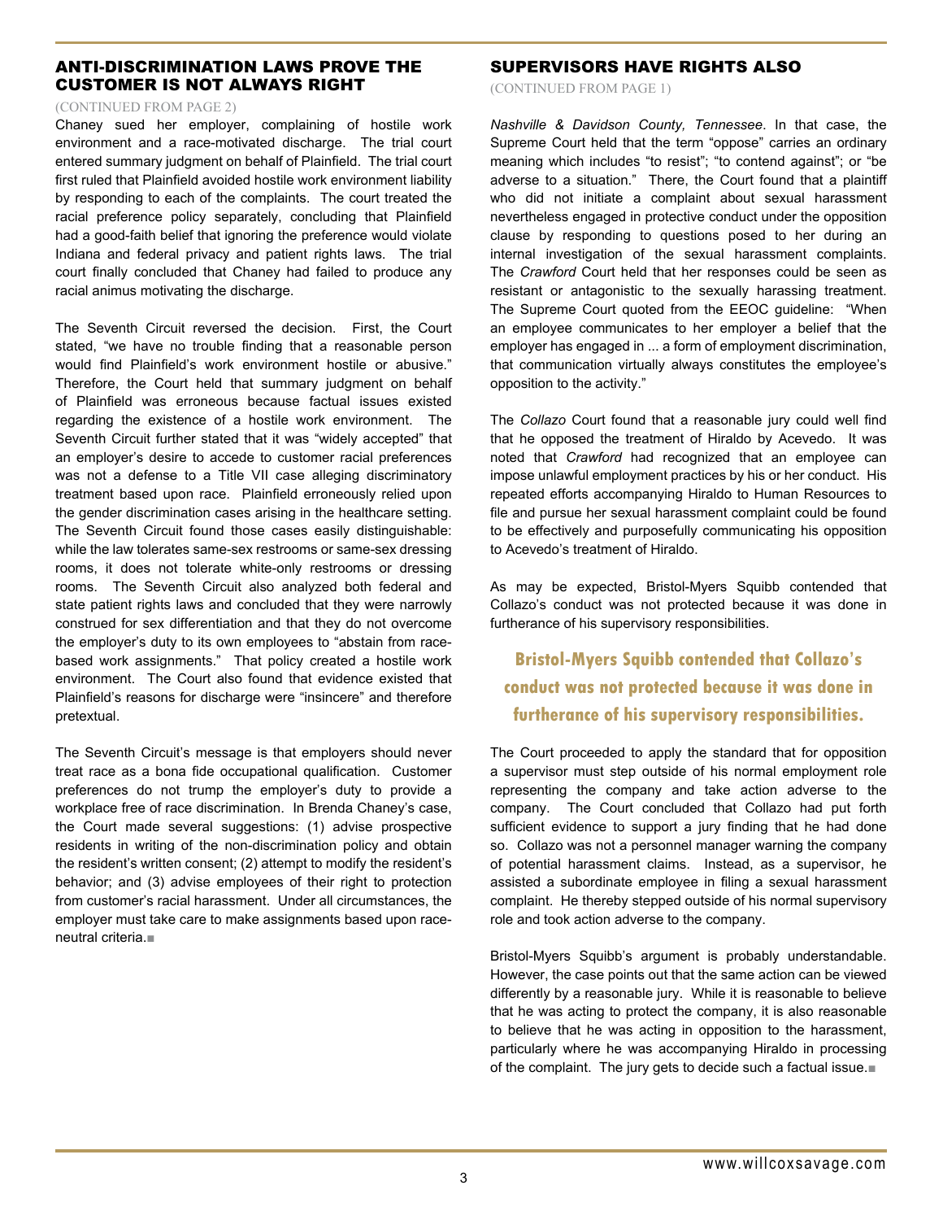## ANTI-DISCRIMINATION LAWS PROVE THE CUSTOMER IS NOT ALWAYS RIGHT

(CONTINUED FROM PAGE 2)

Chaney sued her employer, complaining of hostile work environment and a race-motivated discharge. The trial court entered summary judgment on behalf of Plainfield. The trial court first ruled that Plainfield avoided hostile work environment liability by responding to each of the complaints. The court treated the racial preference policy separately, concluding that Plainfield had a good-faith belief that ignoring the preference would violate Indiana and federal privacy and patient rights laws. The trial court finally concluded that Chaney had failed to produce any racial animus motivating the discharge.

The Seventh Circuit reversed the decision. First, the Court stated, "we have no trouble finding that a reasonable person would find Plainfield's work environment hostile or abusive." Therefore, the Court held that summary judgment on behalf of Plainfield was erroneous because factual issues existed regarding the existence of a hostile work environment. The Seventh Circuit further stated that it was "widely accepted" that an employer's desire to accede to customer racial preferences was not a defense to a Title VII case alleging discriminatory treatment based upon race. Plainfield erroneously relied upon the gender discrimination cases arising in the healthcare setting. The Seventh Circuit found those cases easily distinguishable: while the law tolerates same-sex restrooms or same-sex dressing rooms, it does not tolerate white-only restrooms or dressing rooms. The Seventh Circuit also analyzed both federal and state patient rights laws and concluded that they were narrowly construed for sex differentiation and that they do not overcome the employer's duty to its own employees to "abstain from race-based work assignments." That policy created a hostile work environment. The Court also found that evidence existed that Plainfield's reasons for discharge were "insincere" and therefore pretextual.

The Seventh Circuit's message is that employers should never treat race as a bona fide occupational qualification. Customer preferences do not trump the employer's duty to provide a workplace free of race discrimination. In Brenda Chaney's case, the Court made several suggestions: (1) advise prospective residents in writing of the non-discrimination policy and obtain the resident's written consent; (2) attempt to modify the resident's behavior; and (3) advise employees of their right to protection from customer's racial harassment. Under all circumstances, the employer must take care to make assignments based upon race-neutral criteria.■

## SUPERVISORS HAVE RIGHTS ALSO

(CONTINUED FROM PAGE 1)

*Nashville & Davidson County, Tennessee*. In that case, the Supreme Court held that the term "oppose" carries an ordinary meaning which includes "to resist"; "to contend against"; or "be adverse to a situation." There, the Court found that a plaintiff who did not initiate a complaint about sexual harassment nevertheless engaged in protective conduct under the opposition clause by responding to questions posed to her during an internal investigation of the sexual harassment complaints. The *Crawford* Court held that her responses could be seen as resistant or antagonistic to the sexually harassing treatment. The Supreme Court quoted from the EEOC guideline: "When an employee communicates to her employer a belief that the employer has engaged in ... a form of employment discrimination, that communication virtually always constitutes the employee's opposition to the activity."

The *Collazo* Court found that a reasonable jury could well find that he opposed the treatment of Hiraldo by Acevedo. It was noted that *Crawford* had recognized that an employee can impose unlawful employment practices by his or her conduct. His repeated efforts accompanying Hiraldo to Human Resources to file and pursue her sexual harassment complaint could be found to be effectively and purposefully communicating his opposition to Acevedo's treatment of Hiraldo.

As may be expected, Bristol-Myers Squibb contended that Collazo's conduct was not protected because it was done in furtherance of his supervisory responsibilities.

**Bristol-Myers Squibb contended that Collazo's conduct was not protected because it was done in furtherance of his supervisory responsibilities.**

The Court proceeded to apply the standard that for opposition a supervisor must step outside of his normal employment role representing the company and take action adverse to the company. The Court concluded that Collazo had put forth sufficient evidence to support a jury finding that he had done so. Collazo was not a personnel manager warning the company of potential harassment claims. Instead, as a supervisor, he assisted a subordinate employee in filing a sexual harassment complaint. He thereby stepped outside of his normal supervisory role and took action adverse to the company.

Bristol-Myers Squibb's argument is probably understandable. However, the case points out that the same action can be viewed differently by a reasonable jury. While it is reasonable to believe that he was acting to protect the company, it is also reasonable to believe that he was acting in opposition to the harassment, particularly where he was accompanying Hiraldo in processing of the complaint. The jury gets to decide such a factual issue.■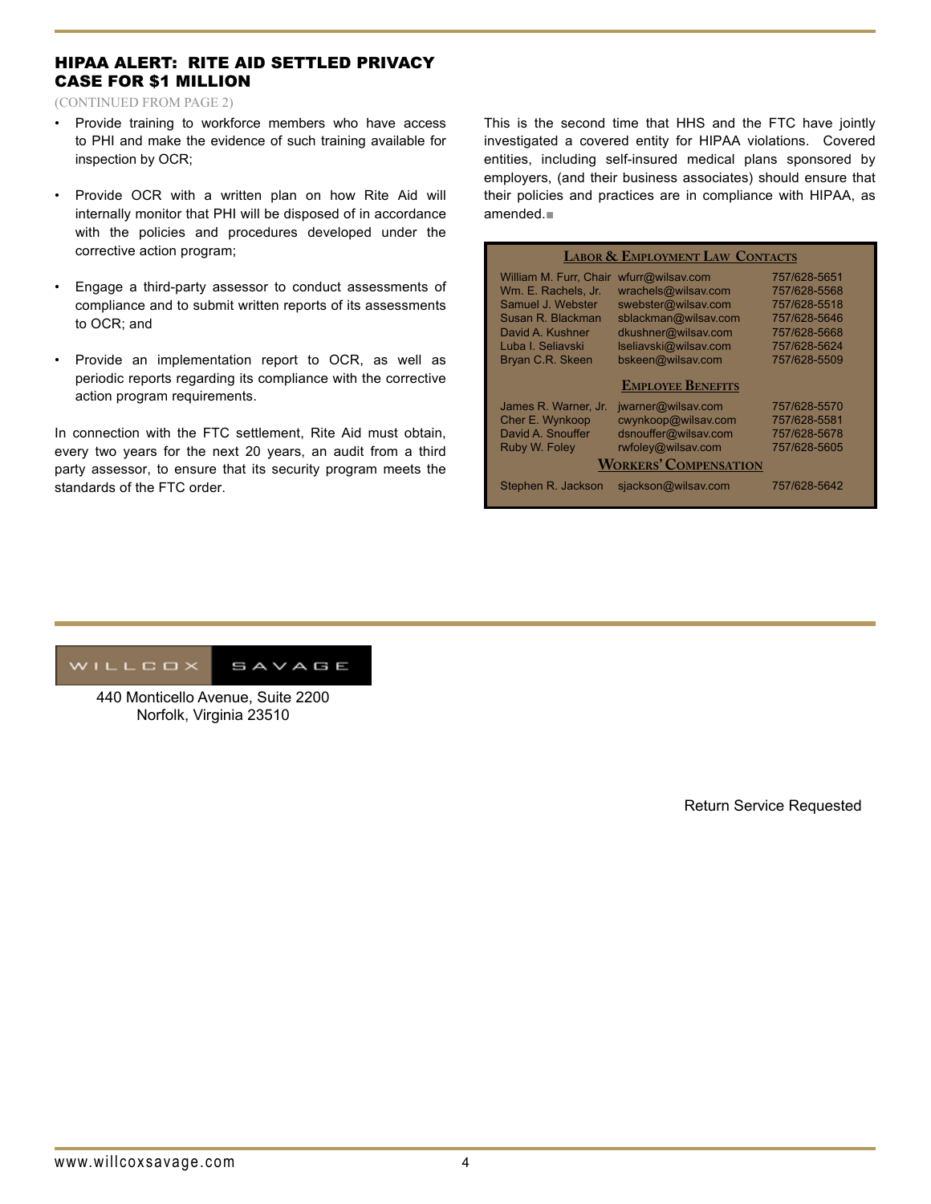## HIPAA ALERT: RITE AID SETTLED PRIVACY CASE FOR $1 MILLION

(CONTINUED FROM PAGE 2)

- Provide training to workforce members who have access to PHI and make the evidence of such training available for inspection by OCR;
- Provide OCR with a written plan on how Rite Aid will internally monitor that PHI will be disposed of in accordance with the policies and procedures developed under the corrective action program;
- Engage a third-party assessor to conduct assessments of compliance and to submit written reports of its assessments to OCR; and
- Provide an implementation report to OCR, as well as periodic reports regarding its compliance with the corrective action program requirements.

In connection with the FTC settlement, Rite Aid must obtain, every two years for the next 20 years, an audit from a third party assessor, to ensure that its security program meets the standards of the FTC order.

This is the second time that HHS and the FTC have jointly investigated a covered entity for HIPAA violations. Covered entities, including self-insured medical plans sponsored by employers, (and their business associates) should ensure that their policies and practices are in compliance with HIPAA, as amended.■

| | | |
|---|---|---|
| **Labor & Employment Law Contacts** | | |
| William M. Furr, Chair | wfurr@wilsav.com | 757/628-5651 |
| Wm. E. Rachels, Jr. | wrachels@wilsav.com | 757/628-5568 |
| Samuel J. Webster | swebster@wilsav.com | 757/628-5518 |
| Susan R. Blackman | sblackman@wilsav.com | 757/628-5646 |
| David A. Kushner | dkushner@wilsav.com | 757/628-5668 |
| Luba I. Seliavski | lseliavski@wilsav.com | 757/628-5624 |
| Bryan C.R. Skeen | bskeen@wilsav.com | 757/628-5509 |
| **Employee Benefits** | | |
| James R. Warner, Jr. | jwarner@wilsav.com | 757/628-5570 |
| Cher E. Wynkoop | cwynkoop@wilsav.com | 757/628-5581 |
| David A. Snouffer | dsnouffer@wilsav.com | 757/628-5678 |
| Ruby W. Foley | rwfoley@wilsav.com | 757/628-5605 |
| **Workers' Compensation** | | |
| Stephen R. Jackson | sjackson@wilsav.com | 757/628-5642 |

WILLCOX SAVAGE

440 Monticello Avenue, Suite 2200
Norfolk, Virginia 23510

Return Service Requested

www.willcoxsavage.com